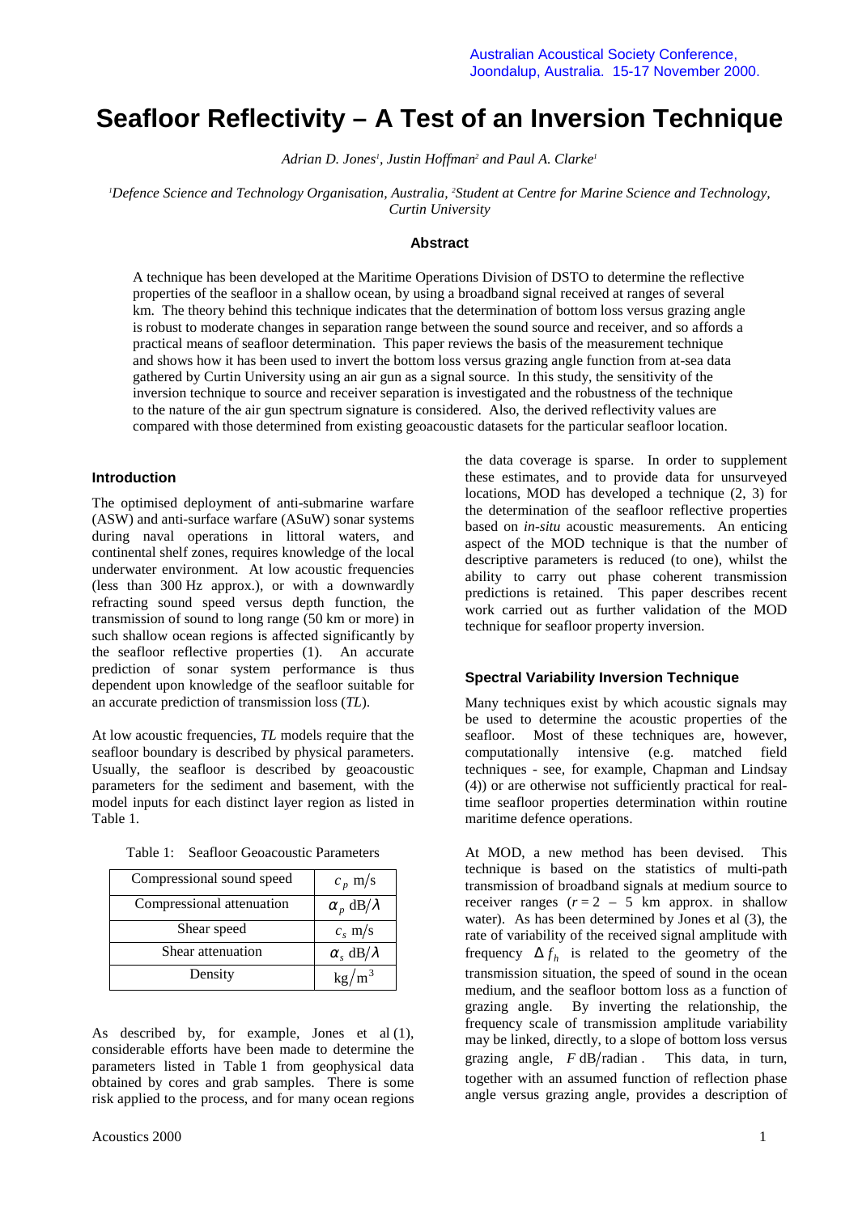Australian Acoustical Society Conference, Joondalup, Australia. 15-17 November 2000.

# Seafloor Reflectivity – A Test of an Inversion Technique

*Adrian D. Jones[1], Justin Hoffman[2] and Paul A. Clarke[1]*

*[1]Defence Science and Technology Organisation, Australia, [2]Student at Centre for Marine Science and Technology, Curtin University*

### Abstract

A technique has been developed at the Maritime Operations Division of DSTO to determine the reflective properties of the seafloor in a shallow ocean, by using a broadband signal received at ranges of several km. The theory behind this technique indicates that the determination of bottom loss versus grazing angle is robust to moderate changes in separation range between the sound source and receiver, and so affords a practical means of seafloor determination. This paper reviews the basis of the measurement technique and shows how it has been used to invert the bottom loss versus grazing angle function from at-sea data gathered by Curtin University using an air gun as a signal source. In this study, the sensitivity of the inversion technique to source and receiver separation is investigated and the robustness of the technique to the nature of the air gun spectrum signature is considered. Also, the derived reflectivity values are compared with those determined from existing geoacoustic datasets for the particular seafloor location.

## Introduction

The optimised deployment of anti-submarine warfare (ASW) and anti-surface warfare (ASuW) sonar systems during naval operations in littoral waters, and continental shelf zones, requires knowledge of the local underwater environment. At low acoustic frequencies (less than 300 Hz approx.), or with a downwardly refracting sound speed versus depth function, the transmission of sound to long range (50 km or more) in such shallow ocean regions is affected significantly by the seafloor reflective properties (1). An accurate prediction of sonar system performance is thus dependent upon knowledge of the seafloor suitable for an accurate prediction of transmission loss (*TL*).

At low acoustic frequencies, *TL* models require that the seafloor boundary is described by physical parameters. Usually, the seafloor is described by geoacoustic parameters for the sediment and basement, with the model inputs for each distinct layer region as listed in Table 1.

Table 1: Seafloor Geoacoustic Parameters

| Compressional sound speed | $c_p$ m/s |
|---|---|
| Compressional attenuation | $\alpha_p$ dB/$\lambda$ |
| Shear speed | $c_s$ m/s |
| Shear attenuation | $\alpha_s$ dB/$\lambda$ |
| Density | $\mathrm{kg/m^3}$ |

As described by, for example, Jones et al (1), considerable efforts have been made to determine the parameters listed in Table 1 from geophysical data obtained by cores and grab samples. There is some risk applied to the process, and for many ocean regions the data coverage is sparse. In order to supplement these estimates, and to provide data for unsurveyed locations, MOD has developed a technique (2, 3) for the determination of the seafloor reflective properties based on *in-situ* acoustic measurements. An enticing aspect of the MOD technique is that the number of descriptive parameters is reduced (to one), whilst the ability to carry out phase coherent transmission predictions is retained. This paper describes recent work carried out as further validation of the MOD technique for seafloor property inversion.

## Spectral Variability Inversion Technique

Many techniques exist by which acoustic signals may be used to determine the acoustic properties of the seafloor. Most of these techniques are, however, computationally intensive (e.g. matched field techniques - see, for example, Chapman and Lindsay (4)) or are otherwise not sufficiently practical for real-time seafloor properties determination within routine maritime defence operations.

At MOD, a new method has been devised. This technique is based on the statistics of multi-path transmission of broadband signals at medium source to receiver ranges ($r = 2$ – $5$ km approx. in shallow water). As has been determined by Jones et al (3), the rate of variability of the received signal amplitude with frequency $\Delta f_h$ is related to the geometry of the transmission situation, the speed of sound in the ocean medium, and the seafloor bottom loss as a function of grazing angle. By inverting the relationship, the frequency scale of transmission amplitude variability may be linked, directly, to a slope of bottom loss versus grazing angle, $F$ dB/radian. This data, in turn, together with an assumed function of reflection phase angle versus grazing angle, provides a description of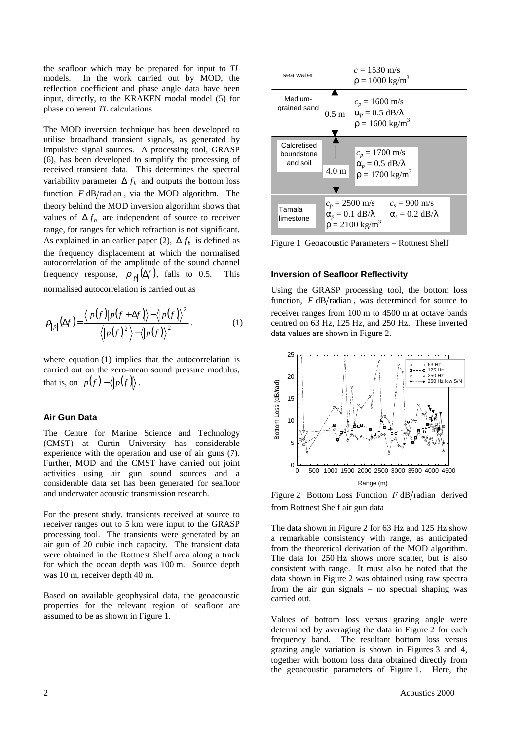the seafloor which may be prepared for input to *TL* models. In the work carried out by MOD, the reflection coefficient and phase angle data have been input, directly, to the KRAKEN modal model (5) for phase coherent *TL* calculations.

The MOD inversion technique has been developed to utilise broadband transient signals, as generated by impulsive signal sources. A processing tool, GRASP (6), has been developed to simplify the processing of received transient data. This determines the spectral variability parameter $\Delta f_h$ and outputs the bottom loss function $F$ dB/radian, via the MOD algorithm. The theory behind the MOD inversion algorithm shows that values of $\Delta f_h$ are independent of source to receiver range, for ranges for which refraction is not significant. As explained in an earlier paper (2), $\Delta f_h$ is defined as the frequency displacement at which the normalised autocorrelation of the amplitude of the sound channel frequency response, $\rho_{|p|}(\Delta f)$, falls to 0.5. This normalised autocorrelation is carried out as

$$\rho_{|p|}(\Delta f) = \frac{\langle |p(f)||p(f+\Delta f)| \rangle - \langle |p(f)| \rangle^2}{\langle |p(f)|^2 \rangle - \langle |p(f)| \rangle^2} . \qquad (1)$$

where equation (1) implies that the autocorrelation is carried out on the zero-mean sound pressure modulus, that is, on $|p(f)| - \langle |p(f)| \rangle$.

### Air Gun Data

The Centre for Marine Science and Technology (CMST) at Curtin University has considerable experience with the operation and use of air guns (7). Further, MOD and the CMST have carried out joint activities using air gun sound sources and a considerable data set has been generated for seafloor and underwater acoustic transmission research.

For the present study, transients received at source to receiver ranges out to 5 km were input to the GRASP processing tool. The transients were generated by an air gun of 20 cubic inch capacity. The transient data were obtained in the Rottnest Shelf area along a track for which the ocean depth was 100 m. Source depth was 10 m, receiver depth 40 m.

Based on available geophysical data, the geoacoustic properties for the relevant region of seafloor are assumed to be as shown in Figure 1.

| Layer | Thickness | Parameters | |
|---|---|---|---|
| sea water | | $c$ = 1530 m/s, $\rho$ = 1000 kg/m$^3$ | |
| Medium-grained sand | 0.5 m | $c_p$ = 1600 m/s, $\alpha_p$ = 0.5 dB/$\lambda$, $\rho$ = 1600 kg/m$^3$ | |
| Calcretised boundstone and soil | 4.0 m | $c_p$ = 1700 m/s, $\alpha_p$ = 0.5 dB/$\lambda$, $\rho$ = 1700 kg/m$^3$ | |
| Tamala limestone | | $c_p$ = 2500 m/s, $\alpha_p$ = 0.1 dB/$\lambda$, $\rho$ = 2100 kg/m$^3$ | $c_s$ = 900 m/s, $\alpha_s$ = 0.2 dB/$\lambda$ |

Figure 1 Geoacoustic Parameters – Rottnest Shelf

### Inversion of Seafloor Reflectivity

Using the GRASP processing tool, the bottom loss function, $F$ dB/radian, was determined for source to receiver ranges from 100 m to 4500 m at octave bands centred on 63 Hz, 125 Hz, and 250 Hz. These inverted data values are shown in Figure 2.

Figure 2 Bottom Loss Function $F$ dB/radian derived from Rottnest Shelf air gun data

The data shown in Figure 2 for 63 Hz and 125 Hz show a remarkable consistency with range, as anticipated from the theoretical derivation of the MOD algorithm. The data for 250 Hz shows more scatter, but is also consistent with range. It must also be noted that the data shown in Figure 2 was obtained using raw spectra from the air gun signals – no spectral shaping was carried out.

Values of bottom loss versus grazing angle were determined by averaging the data in Figure 2 for each frequency band. The resultant bottom loss versus grazing angle variation is shown in Figures 3 and 4, together with bottom loss data obtained directly from the geoacoustic parameters of Figure 1. Here, the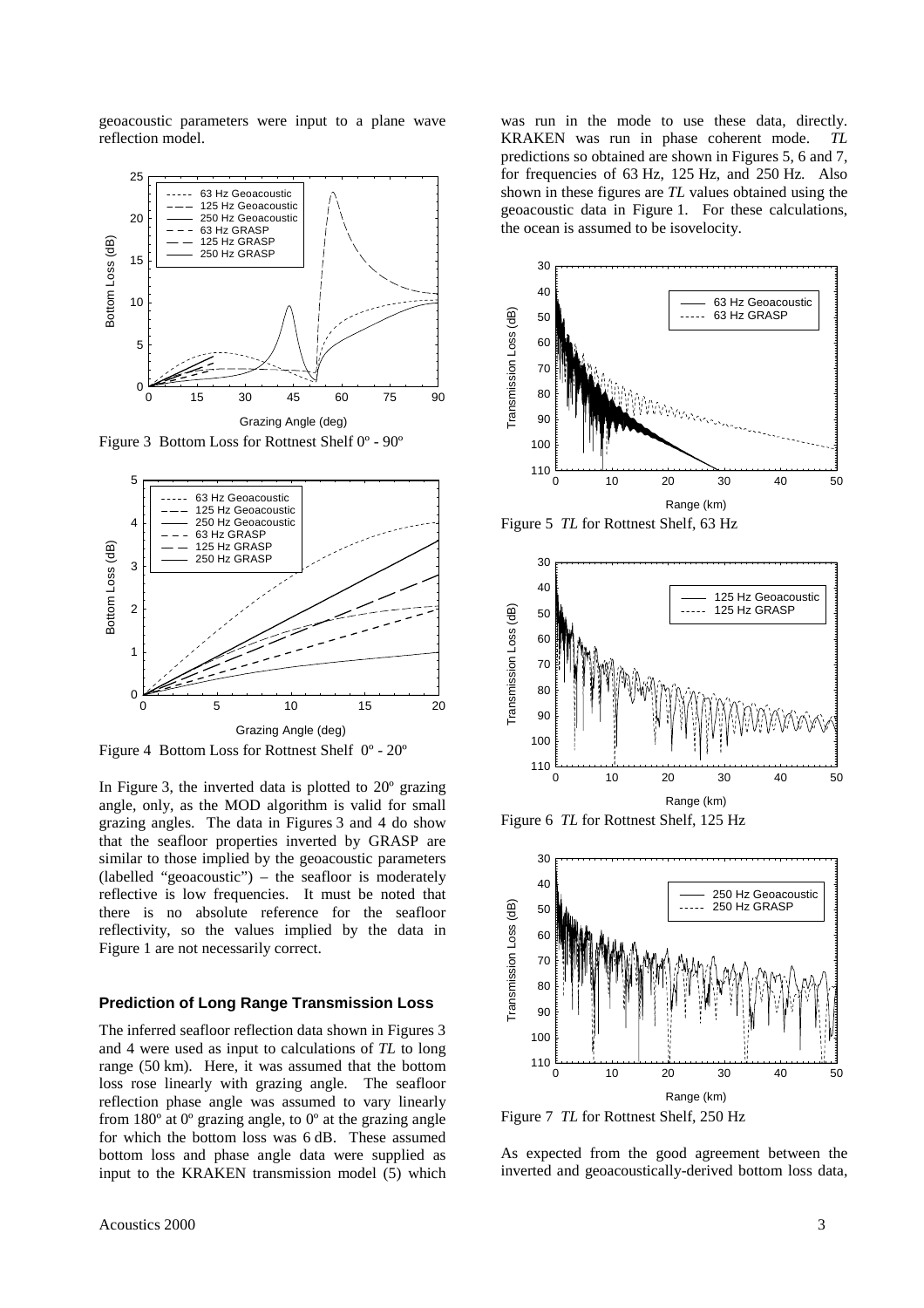geoacoustic parameters were input to a plane wave reflection model.

Figure 3 Bottom Loss for Rottnest Shelf 0º - 90º

Figure 4 Bottom Loss for Rottnest Shelf 0º - 20º

In Figure 3, the inverted data is plotted to 20º grazing angle, only, as the MOD algorithm is valid for small grazing angles. The data in Figures 3 and 4 do show that the seafloor properties inverted by GRASP are similar to those implied by the geoacoustic parameters (labelled "geoacoustic") – the seafloor is moderately reflective is low frequencies. It must be noted that there is no absolute reference for the seafloor reflectivity, so the values implied by the data in Figure 1 are not necessarily correct.

### Prediction of Long Range Transmission Loss

The inferred seafloor reflection data shown in Figures 3 and 4 were used as input to calculations of *TL* to long range (50 km). Here, it was assumed that the bottom loss rose linearly with grazing angle. The seafloor reflection phase angle was assumed to vary linearly from 180º at 0º grazing angle, to 0º at the grazing angle for which the bottom loss was 6 dB. These assumed bottom loss and phase angle data were supplied as input to the KRAKEN transmission model (5) which was run in the mode to use these data, directly. KRAKEN was run in phase coherent mode. *TL* predictions so obtained are shown in Figures 5, 6 and 7, for frequencies of 63 Hz, 125 Hz, and 250 Hz. Also shown in these figures are *TL* values obtained using the geoacoustic data in Figure 1. For these calculations, the ocean is assumed to be isovelocity.

Figure 5 *TL* for Rottnest Shelf, 63 Hz

Figure 6 *TL* for Rottnest Shelf, 125 Hz

Figure 7 *TL* for Rottnest Shelf, 250 Hz

As expected from the good agreement between the inverted and geoacoustically-derived bottom loss data,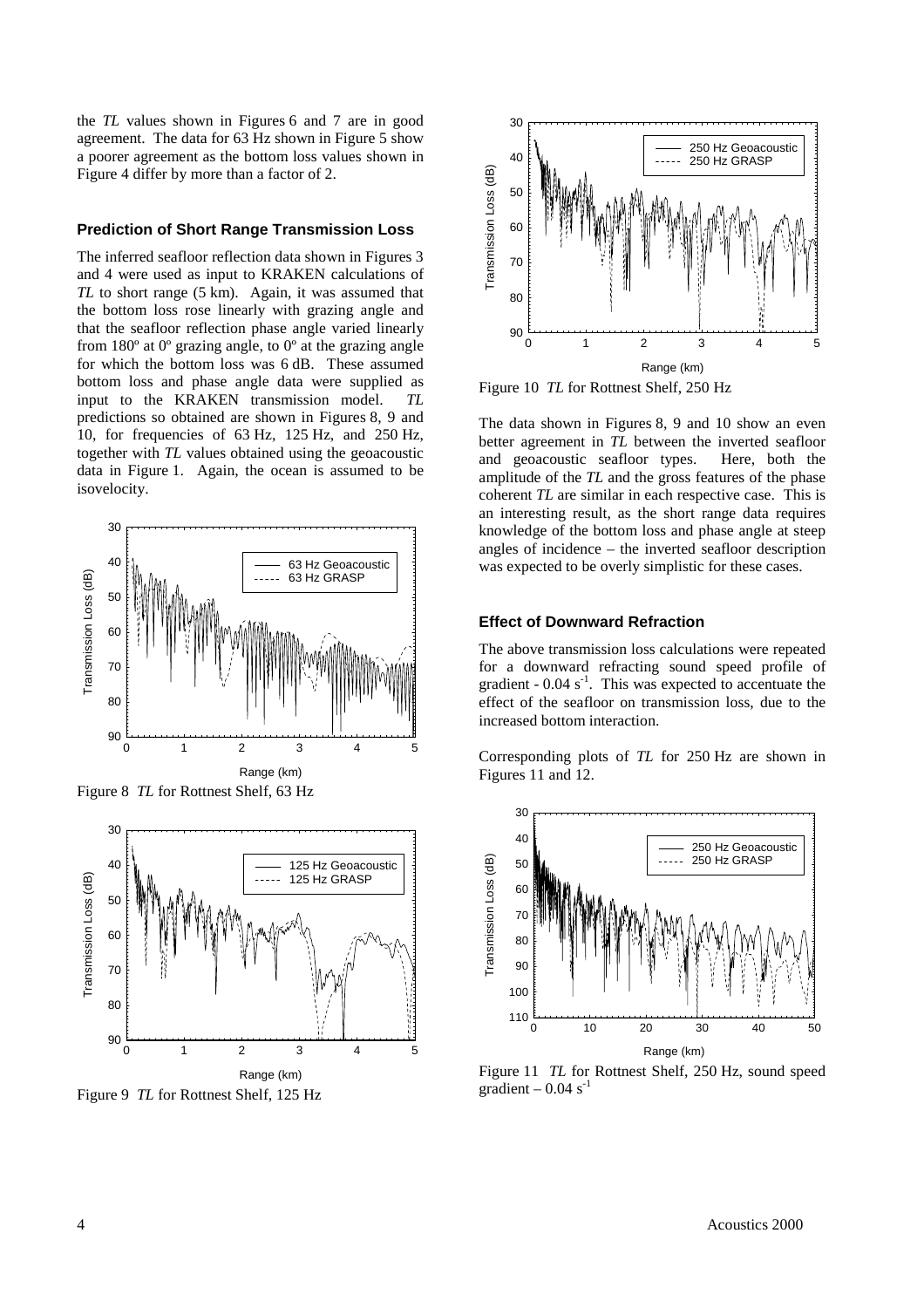the *TL* values shown in Figures 6 and 7 are in good agreement. The data for 63 Hz shown in Figure 5 show a poorer agreement as the bottom loss values shown in Figure 4 differ by more than a factor of 2.

### Prediction of Short Range Transmission Loss

The inferred seafloor reflection data shown in Figures 3 and 4 were used as input to KRAKEN calculations of *TL* to short range (5 km). Again, it was assumed that the bottom loss rose linearly with grazing angle and that the seafloor reflection phase angle varied linearly from 180º at 0º grazing angle, to 0º at the grazing angle for which the bottom loss was 6 dB. These assumed bottom loss and phase angle data were supplied as input to the KRAKEN transmission model. *TL* predictions so obtained are shown in Figures 8, 9 and 10, for frequencies of 63 Hz, 125 Hz, and 250 Hz, together with *TL* values obtained using the geoacoustic data in Figure 1. Again, the ocean is assumed to be isovelocity.

Figure 8 *TL* for Rottnest Shelf, 63 Hz

Figure 9 *TL* for Rottnest Shelf, 125 Hz

Figure 10 *TL* for Rottnest Shelf, 250 Hz

The data shown in Figures 8, 9 and 10 show an even better agreement in *TL* between the inverted seafloor and geoacoustic seafloor types. Here, both the amplitude of the *TL* and the gross features of the phase coherent *TL* are similar in each respective case. This is an interesting result, as the short range data requires knowledge of the bottom loss and phase angle at steep angles of incidence – the inverted seafloor description was expected to be overly simplistic for these cases.

### Effect of Downward Refraction

The above transmission loss calculations were repeated for a downward refracting sound speed profile of gradient - $0.04\ s^{-1}$. This was expected to accentuate the effect of the seafloor on transmission loss, due to the increased bottom interaction.

Corresponding plots of *TL* for 250 Hz are shown in Figures 11 and 12.

Figure 11 *TL* for Rottnest Shelf, 250 Hz, sound speed gradient – $0.04\ s^{-1}$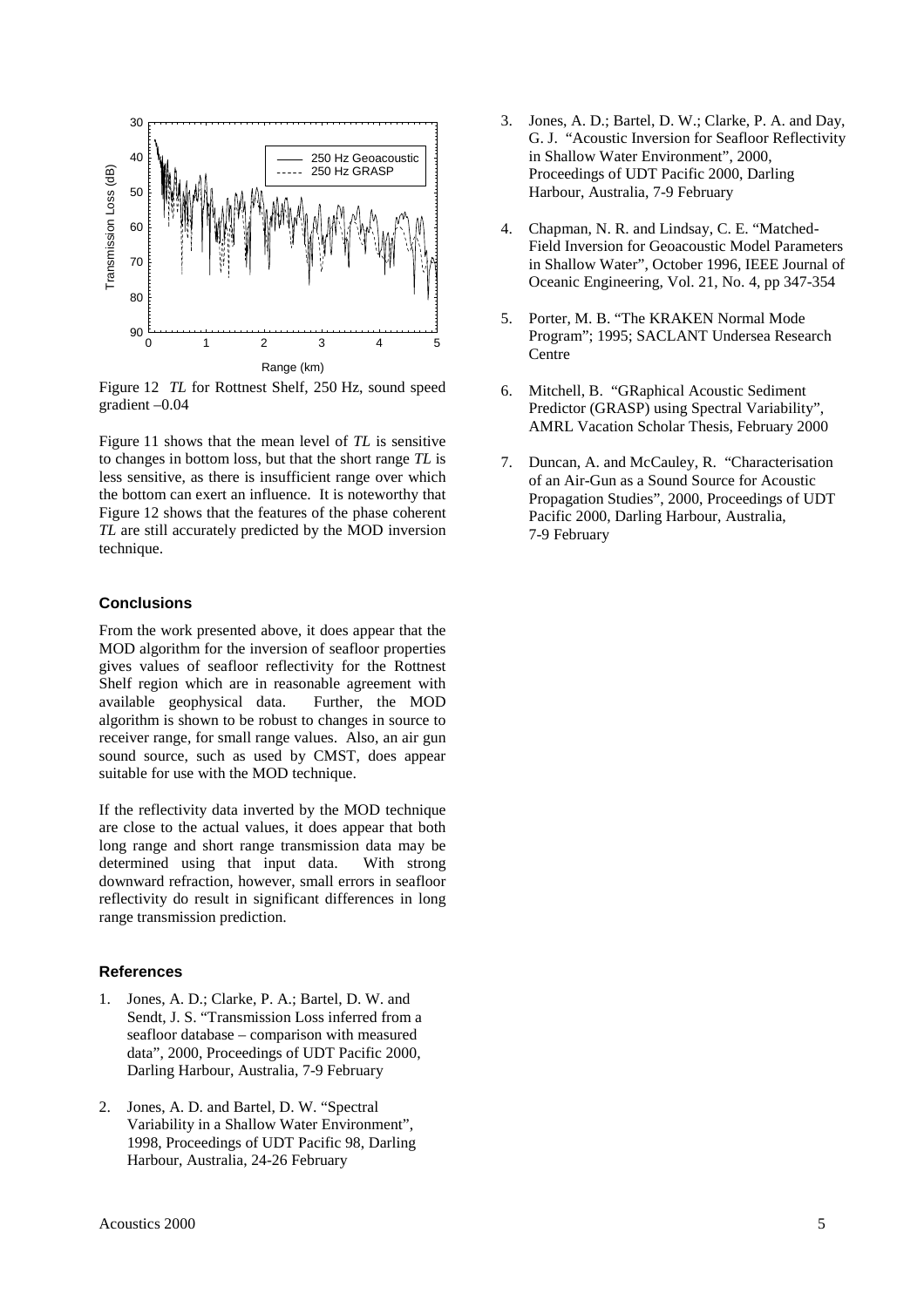30

40

50

60

70

80

90

0 1 2 3 4 5

Transmission Loss (dB)

Range (km)

250 Hz Geoacoustic

250 Hz GRASP

Figure 12 *TL* for Rottnest Shelf, 250 Hz, sound speed gradient –0.04

Figure 11 shows that the mean level of *TL* is sensitive to changes in bottom loss, but that the short range *TL* is less sensitive, as there is insufficient range over which the bottom can exert an influence. It is noteworthy that Figure 12 shows that the features of the phase coherent *TL* are still accurately predicted by the MOD inversion technique.

## Conclusions

From the work presented above, it does appear that the MOD algorithm for the inversion of seafloor properties gives values of seafloor reflectivity for the Rottnest Shelf region which are in reasonable agreement with available geophysical data. Further, the MOD algorithm is shown to be robust to changes in source to receiver range, for small range values. Also, an air gun sound source, such as used by CMST, does appear suitable for use with the MOD technique.

If the reflectivity data inverted by the MOD technique are close to the actual values, it does appear that both long range and short range transmission data may be determined using that input data. With strong downward refraction, however, small errors in seafloor reflectivity do result in significant differences in long range transmission prediction.

## References

1. Jones, A. D.; Clarke, P. A.; Bartel, D. W. and Sendt, J. S. "Transmission Loss inferred from a seafloor database – comparison with measured data", 2000, Proceedings of UDT Pacific 2000, Darling Harbour, Australia, 7-9 February

2. Jones, A. D. and Bartel, D. W. "Spectral Variability in a Shallow Water Environment", 1998, Proceedings of UDT Pacific 98, Darling Harbour, Australia, 24-26 February

3. Jones, A. D.; Bartel, D. W.; Clarke, P. A. and Day, G. J. "Acoustic Inversion for Seafloor Reflectivity in Shallow Water Environment", 2000, Proceedings of UDT Pacific 2000, Darling Harbour, Australia, 7-9 February

4. Chapman, N. R. and Lindsay, C. E. "Matched-Field Inversion for Geoacoustic Model Parameters in Shallow Water", October 1996, IEEE Journal of Oceanic Engineering, Vol. 21, No. 4, pp 347-354

5. Porter, M. B. "The KRAKEN Normal Mode Program"; 1995; SACLANT Undersea Research Centre

6. Mitchell, B. "GRaphical Acoustic Sediment Predictor (GRASP) using Spectral Variability", AMRL Vacation Scholar Thesis, February 2000

7. Duncan, A. and McCauley, R. "Characterisation of an Air-Gun as a Sound Source for Acoustic Propagation Studies", 2000, Proceedings of UDT Pacific 2000, Darling Harbour, Australia, 7-9 February